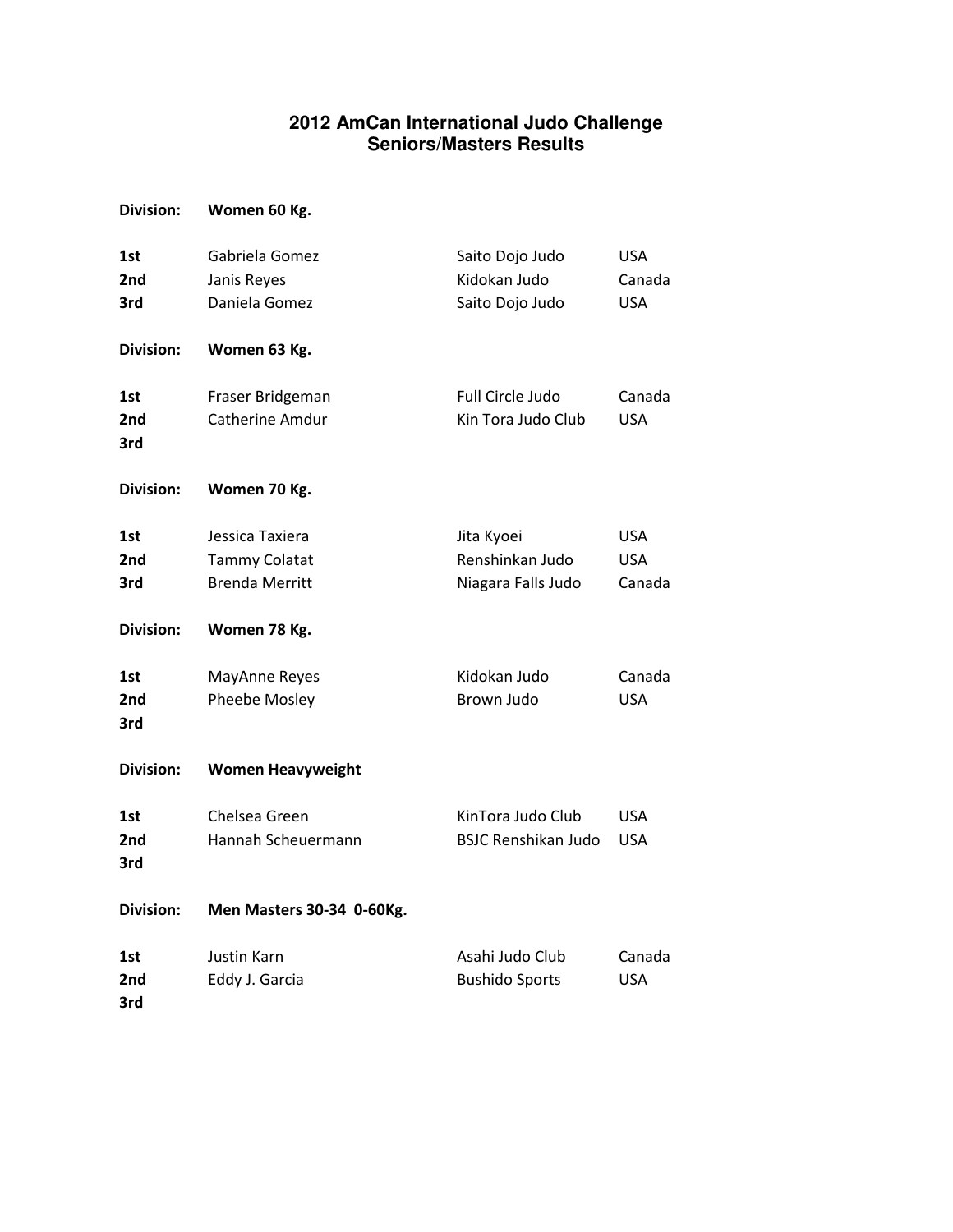# 2012 AmCan International Judo Challenge
## Seniors/Masters Results

**Division:** **Women 60 Kg.**

| | | | |
|---|---|---|---|
| **1st** | Gabriela Gomez | Saito Dojo Judo | USA |
| **2nd** | Janis Reyes | Kidokan Judo | Canada |
| **3rd** | Daniela Gomez | Saito Dojo Judo | USA |

**Division:** **Women 63 Kg.**

| | | | |
|---|---|---|---|
| **1st** | Fraser Bridgeman | Full Circle Judo | Canada |
| **2nd** | Catherine Amdur | Kin Tora Judo Club | USA |
| **3rd** | | | |

**Division:** **Women 70 Kg.**

| | | | |
|---|---|---|---|
| **1st** | Jessica Taxiera | Jita Kyoei | USA |
| **2nd** | Tammy Colatat | Renshinkan Judo | USA |
| **3rd** | Brenda Merritt | Niagara Falls Judo | Canada |

**Division:** **Women 78 Kg.**

| | | | |
|---|---|---|---|
| **1st** | MayAnne Reyes | Kidokan Judo | Canada |
| **2nd** | Pheebe Mosley | Brown Judo | USA |
| **3rd** | | | |

**Division:** **Women Heavyweight**

| | | | |
|---|---|---|---|
| **1st** | Chelsea Green | KinTora Judo Club | USA |
| **2nd** | Hannah Scheuermann | BSJC Renshikan Judo | USA |
| **3rd** | | | |

**Division:** **Men Masters 30-34 0-60Kg.**

| | | | |
|---|---|---|---|
| **1st** | Justin Karn | Asahi Judo Club | Canada |
| **2nd** | Eddy J. Garcia | Bushido Sports | USA |
| **3rd** | | | |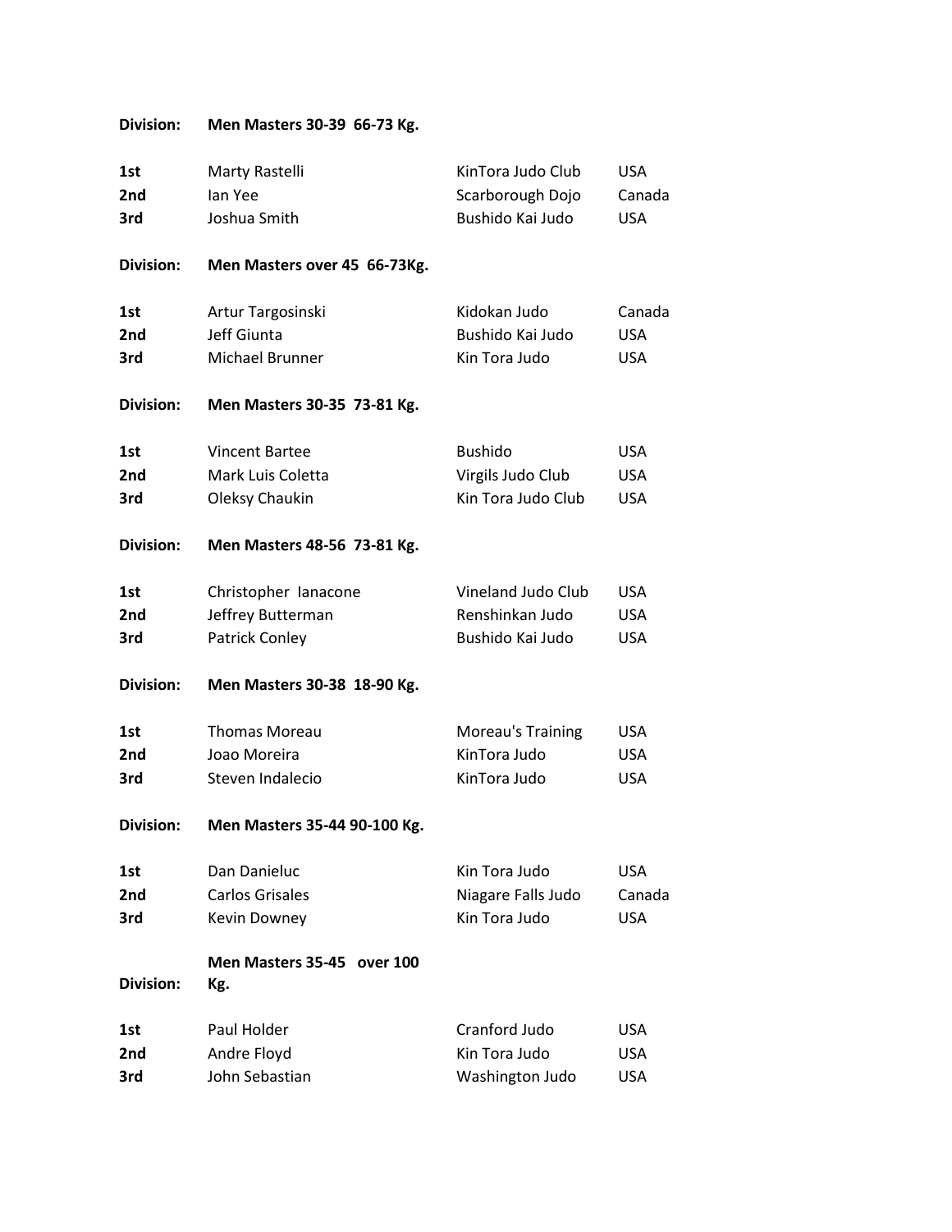**Division:** **Men Masters 30-39 66-73 Kg.**

| | | | |
|---|---|---|---|
| 1st | Marty Rastelli | KinTora Judo Club | USA |
| 2nd | Ian Yee | Scarborough Dojo | Canada |
| 3rd | Joshua Smith | Bushido Kai Judo | USA |

**Division:** **Men Masters over 45 66-73Kg.**

| | | | |
|---|---|---|---|
| 1st | Artur Targosinski | Kidokan Judo | Canada |
| 2nd | Jeff Giunta | Bushido Kai Judo | USA |
| 3rd | Michael Brunner | Kin Tora Judo | USA |

**Division:** **Men Masters 30-35 73-81 Kg.**

| | | | |
|---|---|---|---|
| 1st | Vincent Bartee | Bushido | USA |
| 2nd | Mark Luis Coletta | Virgils Judo Club | USA |
| 3rd | Oleksy Chaukin | Kin Tora Judo Club | USA |

**Division:** **Men Masters 48-56 73-81 Kg.**

| | | | |
|---|---|---|---|
| 1st | Christopher Ianacone | Vineland Judo Club | USA |
| 2nd | Jeffrey Butterman | Renshinkan Judo | USA |
| 3rd | Patrick Conley | Bushido Kai Judo | USA |

**Division:** **Men Masters 30-38 18-90 Kg.**

| | | | |
|---|---|---|---|
| 1st | Thomas Moreau | Moreau's Training | USA |
| 2nd | Joao Moreira | KinTora Judo | USA |
| 3rd | Steven Indalecio | KinTora Judo | USA |

**Division:** **Men Masters 35-44 90-100 Kg.**

| | | | |
|---|---|---|---|
| 1st | Dan Danieluc | Kin Tora Judo | USA |
| 2nd | Carlos Grisales | Niagare Falls Judo | Canada |
| 3rd | Kevin Downey | Kin Tora Judo | USA |

**Division:** **Men Masters 35-45 over 100 Kg.**

| | | | |
|---|---|---|---|
| 1st | Paul Holder | Cranford Judo | USA |
| 2nd | Andre Floyd | Kin Tora Judo | USA |
| 3rd | John Sebastian | Washington Judo | USA |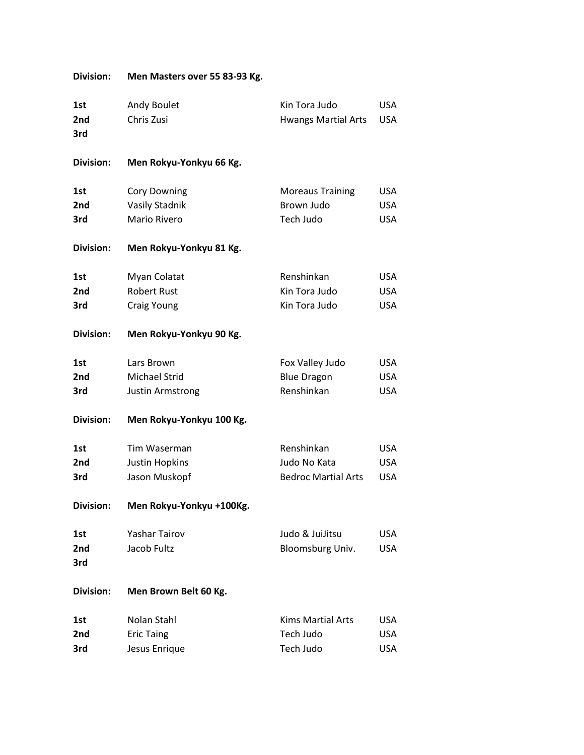**Division:** **Men Masters over 55 83-93 Kg.**

| | | | |
|---|---|---|---|
| **1st** | Andy Boulet | Kin Tora Judo | USA |
| **2nd** | Chris Zusi | Hwangs Martial Arts | USA |
| **3rd** | | | |

**Division:** **Men Rokyu-Yonkyu 66 Kg.**

| | | | |
|---|---|---|---|
| **1st** | Cory Downing | Moreaus Training | USA |
| **2nd** | Vasily Stadnik | Brown Judo | USA |
| **3rd** | Mario Rivero | Tech Judo | USA |

**Division:** **Men Rokyu-Yonkyu 81 Kg.**

| | | | |
|---|---|---|---|
| **1st** | Myan Colatat | Renshinkan | USA |
| **2nd** | Robert Rust | Kin Tora Judo | USA |
| **3rd** | Craig Young | Kin Tora Judo | USA |

**Division:** **Men Rokyu-Yonkyu 90 Kg.**

| | | | |
|---|---|---|---|
| **1st** | Lars Brown | Fox Valley Judo | USA |
| **2nd** | Michael Strid | Blue Dragon | USA |
| **3rd** | Justin Armstrong | Renshinkan | USA |

**Division:** **Men Rokyu-Yonkyu 100 Kg.**

| | | | |
|---|---|---|---|
| **1st** | Tim Waserman | Renshinkan | USA |
| **2nd** | Justin Hopkins | Judo No Kata | USA |
| **3rd** | Jason Muskopf | Bedroc Martial Arts | USA |

**Division:** **Men Rokyu-Yonkyu +100Kg.**

| | | | |
|---|---|---|---|
| **1st** | Yashar Tairov | Judo & JuiJitsu | USA |
| **2nd** | Jacob Fultz | Bloomsburg Univ. | USA |
| **3rd** | | | |

**Division:** **Men Brown Belt 60 Kg.**

| | | | |
|---|---|---|---|
| **1st** | Nolan Stahl | Kims Martial Arts | USA |
| **2nd** | Eric Taing | Tech Judo | USA |
| **3rd** | Jesus Enrique | Tech Judo | USA |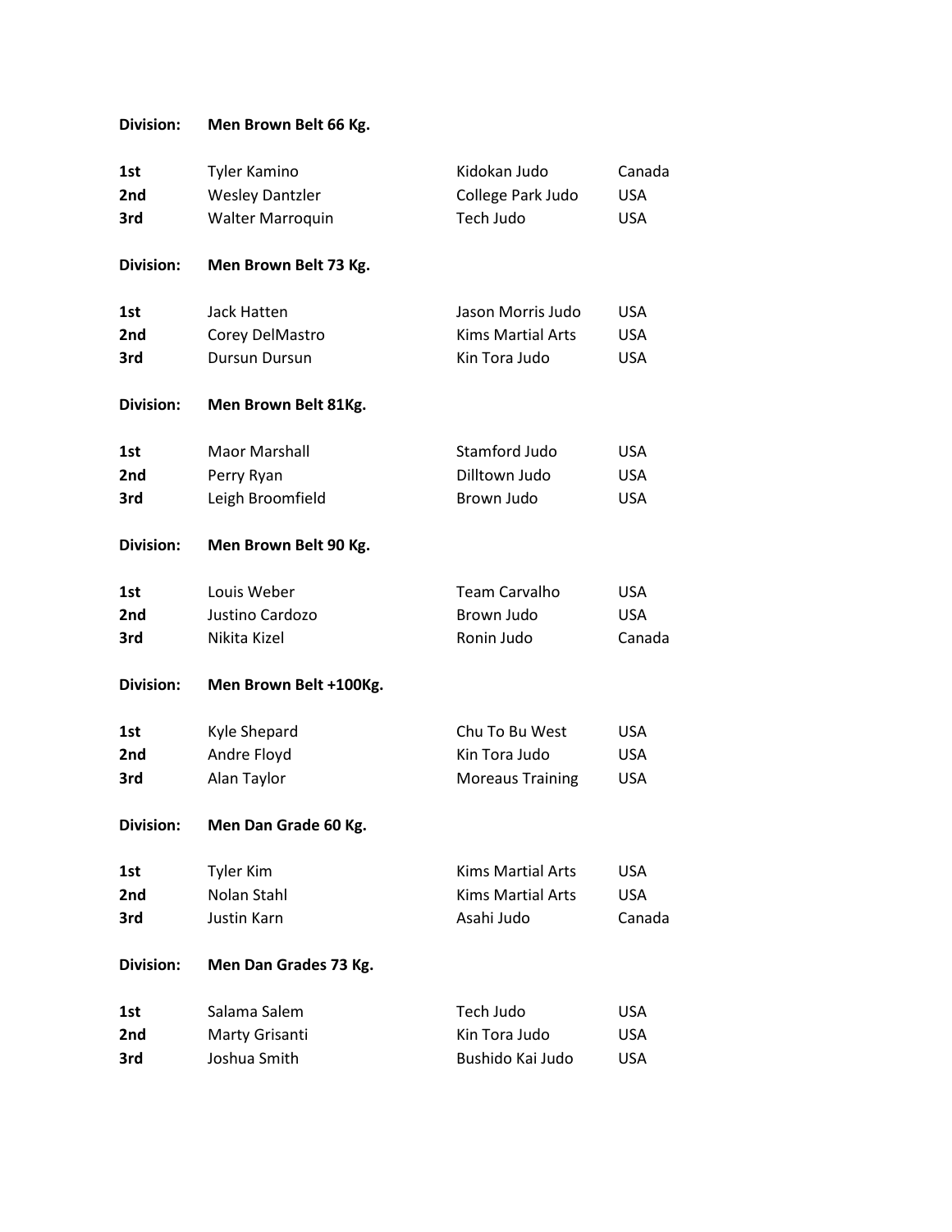**Division: Men Brown Belt 66 Kg.**

| | | | |
|---|---|---|---|
| **1st** | Tyler Kamino | Kidokan Judo | Canada |
| **2nd** | Wesley Dantzler | College Park Judo | USA |
| **3rd** | Walter Marroquin | Tech Judo | USA |

**Division: Men Brown Belt 73 Kg.**

| | | | |
|---|---|---|---|
| **1st** | Jack Hatten | Jason Morris Judo | USA |
| **2nd** | Corey DelMastro | Kims Martial Arts | USA |
| **3rd** | Dursun Dursun | Kin Tora Judo | USA |

**Division: Men Brown Belt 81Kg.**

| | | | |
|---|---|---|---|
| **1st** | Maor Marshall | Stamford Judo | USA |
| **2nd** | Perry Ryan | Dilltown Judo | USA |
| **3rd** | Leigh Broomfield | Brown Judo | USA |

**Division: Men Brown Belt 90 Kg.**

| | | | |
|---|---|---|---|
| **1st** | Louis Weber | Team Carvalho | USA |
| **2nd** | Justino Cardozo | Brown Judo | USA |
| **3rd** | Nikita Kizel | Ronin Judo | Canada |

**Division: Men Brown Belt +100Kg.**

| | | | |
|---|---|---|---|
| **1st** | Kyle Shepard | Chu To Bu West | USA |
| **2nd** | Andre Floyd | Kin Tora Judo | USA |
| **3rd** | Alan Taylor | Moreaus Training | USA |

**Division: Men Dan Grade 60 Kg.**

| | | | |
|---|---|---|---|
| **1st** | Tyler Kim | Kims Martial Arts | USA |
| **2nd** | Nolan Stahl | Kims Martial Arts | USA |
| **3rd** | Justin Karn | Asahi Judo | Canada |

**Division: Men Dan Grades 73 Kg.**

| | | | |
|---|---|---|---|
| **1st** | Salama Salem | Tech Judo | USA |
| **2nd** | Marty Grisanti | Kin Tora Judo | USA |
| **3rd** | Joshua Smith | Bushido Kai Judo | USA |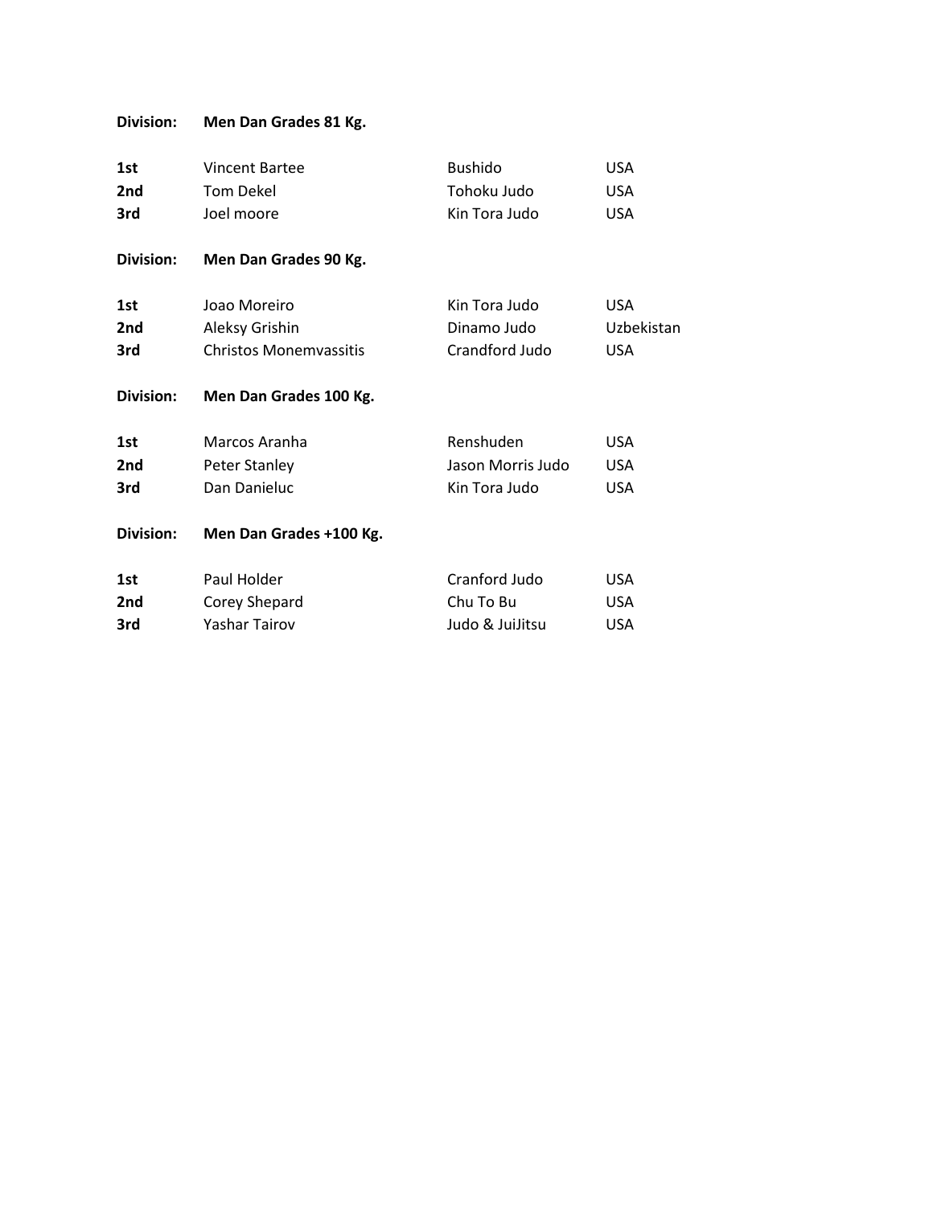**Division: Men Dan Grades 81 Kg.**

| | | | |
|---|---|---|---|
| **1st** | Vincent Bartee | Bushido | USA |
| **2nd** | Tom Dekel | Tohoku Judo | USA |
| **3rd** | Joel moore | Kin Tora Judo | USA |

**Division: Men Dan Grades 90 Kg.**

| | | | |
|---|---|---|---|
| **1st** | Joao Moreiro | Kin Tora Judo | USA |
| **2nd** | Aleksy Grishin | Dinamo Judo | Uzbekistan |
| **3rd** | Christos Monemvassitis | Crandford Judo | USA |

**Division: Men Dan Grades 100 Kg.**

| | | | |
|---|---|---|---|
| **1st** | Marcos Aranha | Renshuden | USA |
| **2nd** | Peter Stanley | Jason Morris Judo | USA |
| **3rd** | Dan Danieluc | Kin Tora Judo | USA |

**Division: Men Dan Grades +100 Kg.**

| | | | |
|---|---|---|---|
| **1st** | Paul Holder | Cranford Judo | USA |
| **2nd** | Corey Shepard | Chu To Bu | USA |
| **3rd** | Yashar Tairov | Judo & JuiJitsu | USA |